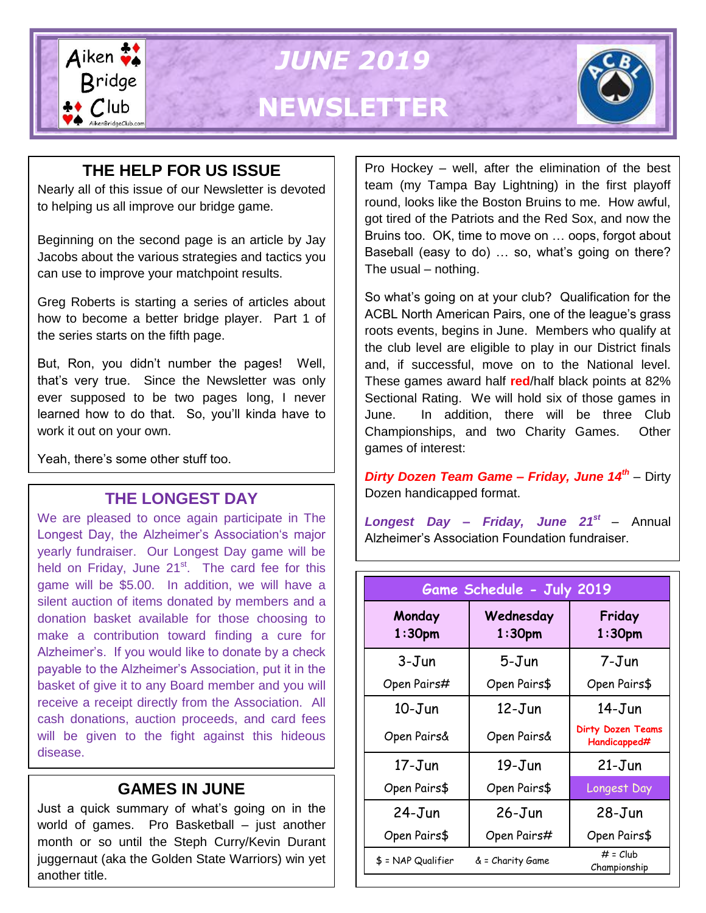# JUNE 2019 NEWSLETTER

## THE HELP FOR US ISSUE

Nearly all of this issue of our Newsletter is devoted to helping us all improve our bridge game.

Beginning on the second page is an article by Jay Jacobs about the various strategies and tactics you can use to improve your matchpoint results.

Greg Roberts is starting a series of articles about how to become a better bridge player. Part 1 of the series starts on the fifth page.

But, Ron, you didn't number the pages! Well, that's very true. Since the Newsletter was only ever supposed to be two pages long, I never learned how to do that. So, you'll kinda have to work it out on your own.

Yeah, there's some other stuff too.

## THE LONGEST DAY

We are pleased to once again participate in The Longest Day, the Alzheimer's Association's major yearly fundraiser. Our Longest Day game will be held on Friday, June 21st. The card fee for this game will be $5.00. In addition, we will have a silent auction of items donated by members and a donation basket available for those choosing to make a contribution toward finding a cure for Alzheimer's. If you would like to donate by a check payable to the Alzheimer's Association, put it in the basket of give it to any Board member and you will receive a receipt directly from the Association. All cash donations, auction proceeds, and card fees will be given to the fight against this hideous disease.

## GAMES IN JUNE

Just a quick summary of what's going on in the world of games. Pro Basketball – just another month or so until the Steph Curry/Kevin Durant juggernaut (aka the Golden State Warriors) win yet another title.

Pro Hockey – well, after the elimination of the best team (my Tampa Bay Lightning) in the first playoff round, looks like the Boston Bruins to me. How awful, got tired of the Patriots and the Red Sox, and now the Bruins too. OK, time to move on … oops, forgot about Baseball (easy to do) … so, what's going on there? The usual – nothing.

So what's going on at your club? Qualification for the ACBL North American Pairs, one of the league's grass roots events, begins in June. Members who qualify at the club level are eligible to play in our District finals and, if successful, move on to the National level. These games award half **red**/half black points at 82% Sectional Rating. We will hold six of those games in June. In addition, there will be three Club Championships, and two Charity Games. Other games of interest:

***Dirty Dozen Team Game – Friday, June 14th*** – Dirty Dozen handicapped format.

***Longest Day – Friday, June 21st*** – Annual Alzheimer's Association Foundation fundraiser.

| Game Schedule - July 2019 | | |
|---|---|---|
| **Monday 1:30pm** | **Wednesday 1:30pm** | **Friday 1:30pm** |
| 3-Jun Open Pairs# | 5-Jun Open Pairs$ | 7-Jun Open Pairs$ |
| 10-Jun Open Pairs& | 12-Jun Open Pairs& | 14-Jun Dirty Dozen Teams Handicapped# |
| 17-Jun Open Pairs$ | 19-Jun Open Pairs$ | 21-Jun Longest Day |
| 24-Jun Open Pairs$ | 26-Jun Open Pairs# | 28-Jun Open Pairs$ |
| $ = NAP Qualifier | & = Charity Game | # = Club Championship |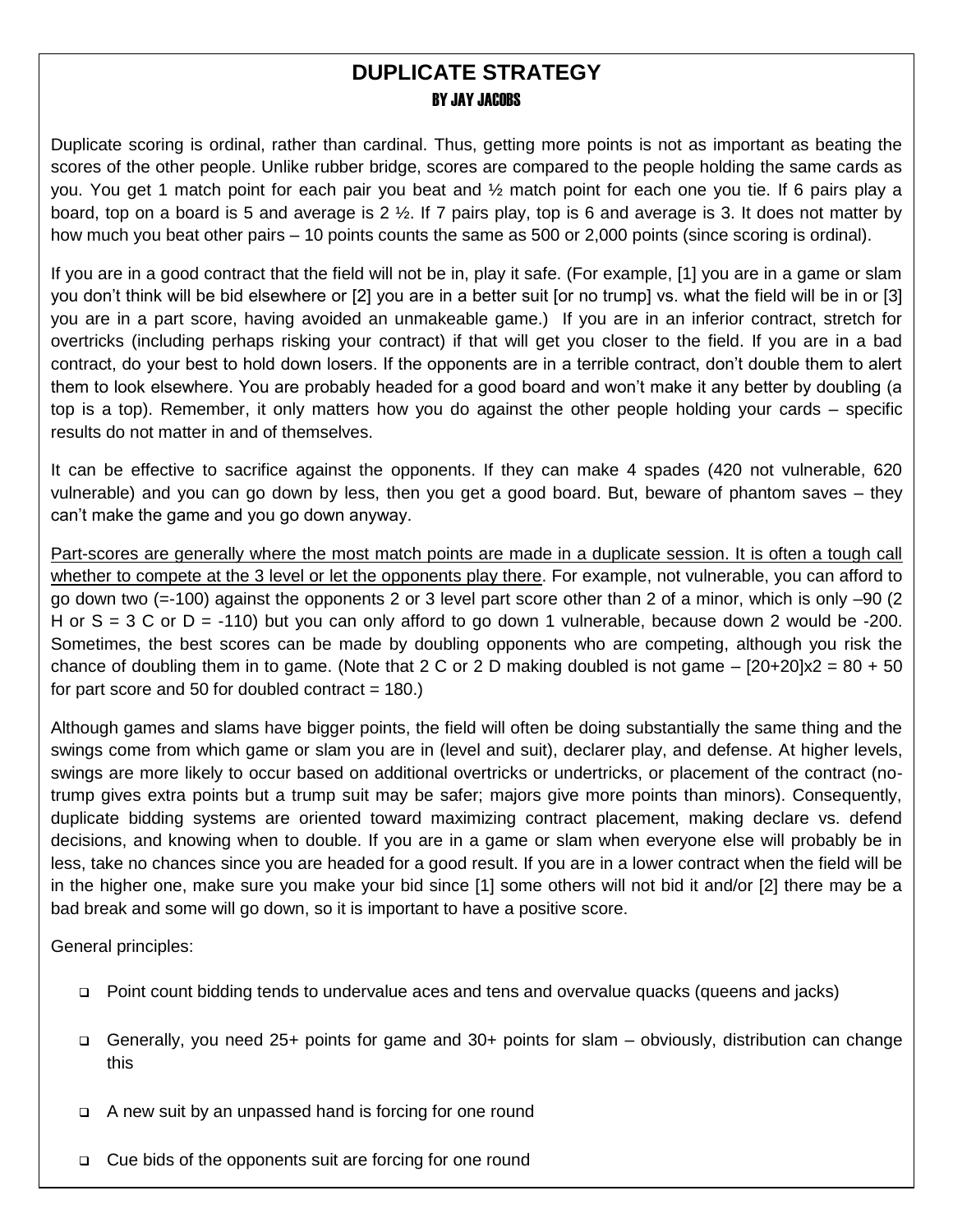# DUPLICATE STRATEGY

### BY JAY JACOBS

Duplicate scoring is ordinal, rather than cardinal. Thus, getting more points is not as important as beating the scores of the other people. Unlike rubber bridge, scores are compared to the people holding the same cards as you. You get 1 match point for each pair you beat and ½ match point for each one you tie. If 6 pairs play a board, top on a board is 5 and average is 2 ½. If 7 pairs play, top is 6 and average is 3. It does not matter by how much you beat other pairs – 10 points counts the same as 500 or 2,000 points (since scoring is ordinal).

If you are in a good contract that the field will not be in, play it safe. (For example, [1] you are in a game or slam you don't think will be bid elsewhere or [2] you are in a better suit [or no trump] vs. what the field will be in or [3] you are in a part score, having avoided an unmakeable game.) If you are in an inferior contract, stretch for overtricks (including perhaps risking your contract) if that will get you closer to the field. If you are in a bad contract, do your best to hold down losers. If the opponents are in a terrible contract, don't double them to alert them to look elsewhere. You are probably headed for a good board and won't make it any better by doubling (a top is a top). Remember, it only matters how you do against the other people holding your cards – specific results do not matter in and of themselves.

It can be effective to sacrifice against the opponents. If they can make 4 spades (420 not vulnerable, 620 vulnerable) and you can go down by less, then you get a good board. But, beware of phantom saves – they can't make the game and you go down anyway.

<u>Part-scores are generally where the most match points are made in a duplicate session. It is often a tough call whether to compete at the 3 level or let the opponents play there</u>. For example, not vulnerable, you can afford to go down two (=-100) against the opponents 2 or 3 level part score other than 2 of a minor, which is only –90 (2 H or S = 3 C or D = -110) but you can only afford to go down 1 vulnerable, because down 2 would be -200. Sometimes, the best scores can be made by doubling opponents who are competing, although you risk the chance of doubling them in to game. (Note that 2 C or 2 D making doubled is not game – [20+20]x2 = 80 + 50 for part score and 50 for doubled contract = 180.)

Although games and slams have bigger points, the field will often be doing substantially the same thing and the swings come from which game or slam you are in (level and suit), declarer play, and defense. At higher levels, swings are more likely to occur based on additional overtricks or undertricks, or placement of the contract (no-trump gives extra points but a trump suit may be safer; majors give more points than minors). Consequently, duplicate bidding systems are oriented toward maximizing contract placement, making declare vs. defend decisions, and knowing when to double. If you are in a game or slam when everyone else will probably be in less, take no chances since you are headed for a good result. If you are in a lower contract when the field will be in the higher one, make sure you make your bid since [1] some others will not bid it and/or [2] there may be a bad break and some will go down, so it is important to have a positive score.

General principles:

- Point count bidding tends to undervalue aces and tens and overvalue quacks (queens and jacks)
- Generally, you need 25+ points for game and 30+ points for slam – obviously, distribution can change this
- A new suit by an unpassed hand is forcing for one round
- Cue bids of the opponents suit are forcing for one round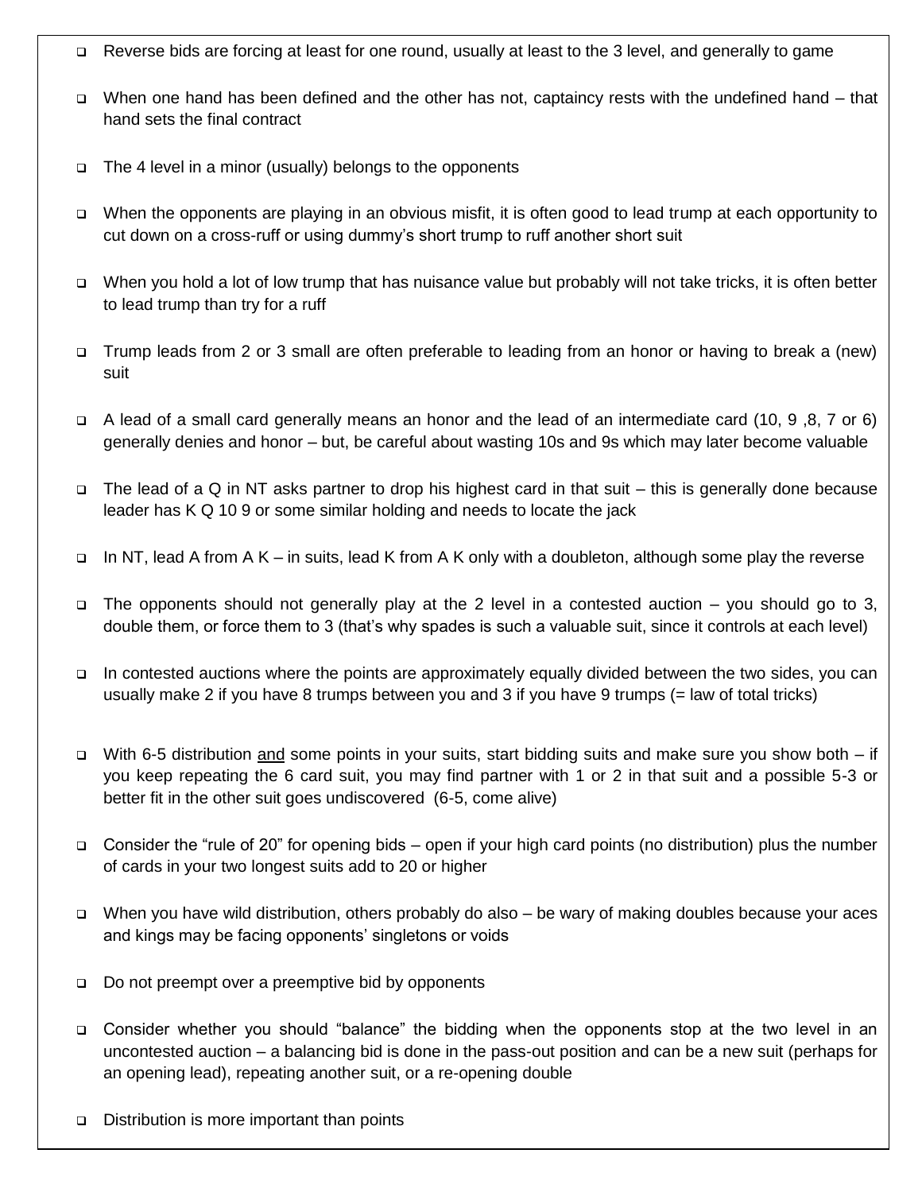- Reverse bids are forcing at least for one round, usually at least to the 3 level, and generally to game
- When one hand has been defined and the other has not, captaincy rests with the undefined hand – that hand sets the final contract
- The 4 level in a minor (usually) belongs to the opponents
- When the opponents are playing in an obvious misfit, it is often good to lead trump at each opportunity to cut down on a cross-ruff or using dummy's short trump to ruff another short suit
- When you hold a lot of low trump that has nuisance value but probably will not take tricks, it is often better to lead trump than try for a ruff
- Trump leads from 2 or 3 small are often preferable to leading from an honor or having to break a (new) suit
- A lead of a small card generally means an honor and the lead of an intermediate card (10, 9 ,8, 7 or 6) generally denies and honor – but, be careful about wasting 10s and 9s which may later become valuable
- The lead of a Q in NT asks partner to drop his highest card in that suit – this is generally done because leader has K Q 10 9 or some similar holding and needs to locate the jack
- In NT, lead A from A K – in suits, lead K from A K only with a doubleton, although some play the reverse
- The opponents should not generally play at the 2 level in a contested auction – you should go to 3, double them, or force them to 3 (that's why spades is such a valuable suit, since it controls at each level)
- In contested auctions where the points are approximately equally divided between the two sides, you can usually make 2 if you have 8 trumps between you and 3 if you have 9 trumps (= law of total tricks)
- With 6-5 distribution <u>and</u> some points in your suits, start bidding suits and make sure you show both – if you keep repeating the 6 card suit, you may find partner with 1 or 2 in that suit and a possible 5-3 or better fit in the other suit goes undiscovered (6-5, come alive)
- Consider the "rule of 20" for opening bids – open if your high card points (no distribution) plus the number of cards in your two longest suits add to 20 or higher
- When you have wild distribution, others probably do also – be wary of making doubles because your aces and kings may be facing opponents' singletons or voids
- Do not preempt over a preemptive bid by opponents
- Consider whether you should "balance" the bidding when the opponents stop at the two level in an uncontested auction – a balancing bid is done in the pass-out position and can be a new suit (perhaps for an opening lead), repeating another suit, or a re-opening double
- Distribution is more important than points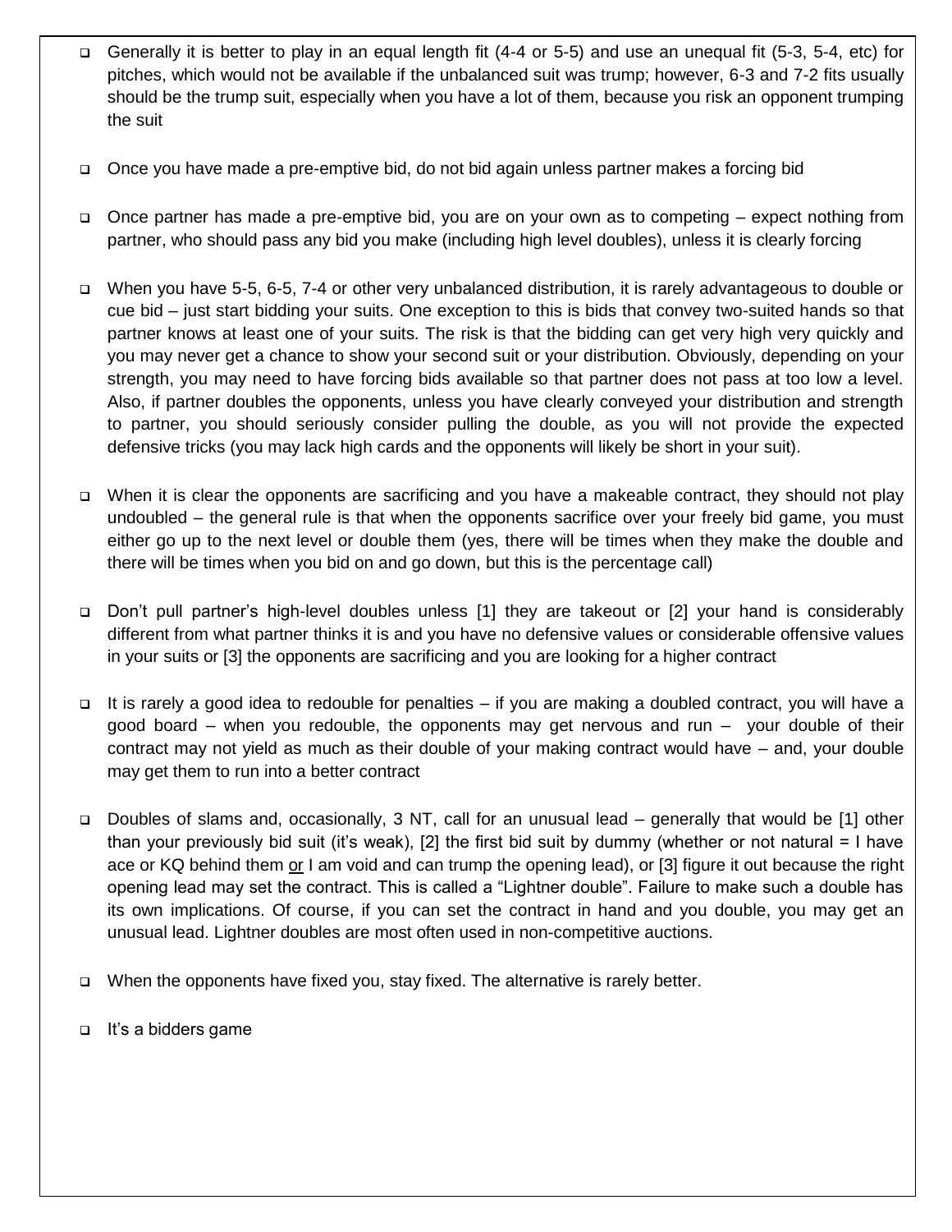- Generally it is better to play in an equal length fit (4-4 or 5-5) and use an unequal fit (5-3, 5-4, etc) for pitches, which would not be available if the unbalanced suit was trump; however, 6-3 and 7-2 fits usually should be the trump suit, especially when you have a lot of them, because you risk an opponent trumping the suit

- Once you have made a pre-emptive bid, do not bid again unless partner makes a forcing bid

- Once partner has made a pre-emptive bid, you are on your own as to competing – expect nothing from partner, who should pass any bid you make (including high level doubles), unless it is clearly forcing

- When you have 5-5, 6-5, 7-4 or other very unbalanced distribution, it is rarely advantageous to double or cue bid – just start bidding your suits. One exception to this is bids that convey two-suited hands so that partner knows at least one of your suits. The risk is that the bidding can get very high very quickly and you may never get a chance to show your second suit or your distribution. Obviously, depending on your strength, you may need to have forcing bids available so that partner does not pass at too low a level. Also, if partner doubles the opponents, unless you have clearly conveyed your distribution and strength to partner, you should seriously consider pulling the double, as you will not provide the expected defensive tricks (you may lack high cards and the opponents will likely be short in your suit).

- When it is clear the opponents are sacrificing and you have a makeable contract, they should not play undoubled – the general rule is that when the opponents sacrifice over your freely bid game, you must either go up to the next level or double them (yes, there will be times when they make the double and there will be times when you bid on and go down, but this is the percentage call)

- Don't pull partner's high-level doubles unless [1] they are takeout or [2] your hand is considerably different from what partner thinks it is and you have no defensive values or considerable offensive values in your suits or [3] the opponents are sacrificing and you are looking for a higher contract

- It is rarely a good idea to redouble for penalties – if you are making a doubled contract, you will have a good board – when you redouble, the opponents may get nervous and run – your double of their contract may not yield as much as their double of your making contract would have – and, your double may get them to run into a better contract

- Doubles of slams and, occasionally, 3 NT, call for an unusual lead – generally that would be [1] other than your previously bid suit (it's weak), [2] the first bid suit by dummy (whether or not natural = I have ace or KQ behind them <u>or</u> I am void and can trump the opening lead), or [3] figure it out because the right opening lead may set the contract. This is called a "Lightner double". Failure to make such a double has its own implications. Of course, if you can set the contract in hand and you double, you may get an unusual lead. Lightner doubles are most often used in non-competitive auctions.

- When the opponents have fixed you, stay fixed. The alternative is rarely better.

- It's a bidders game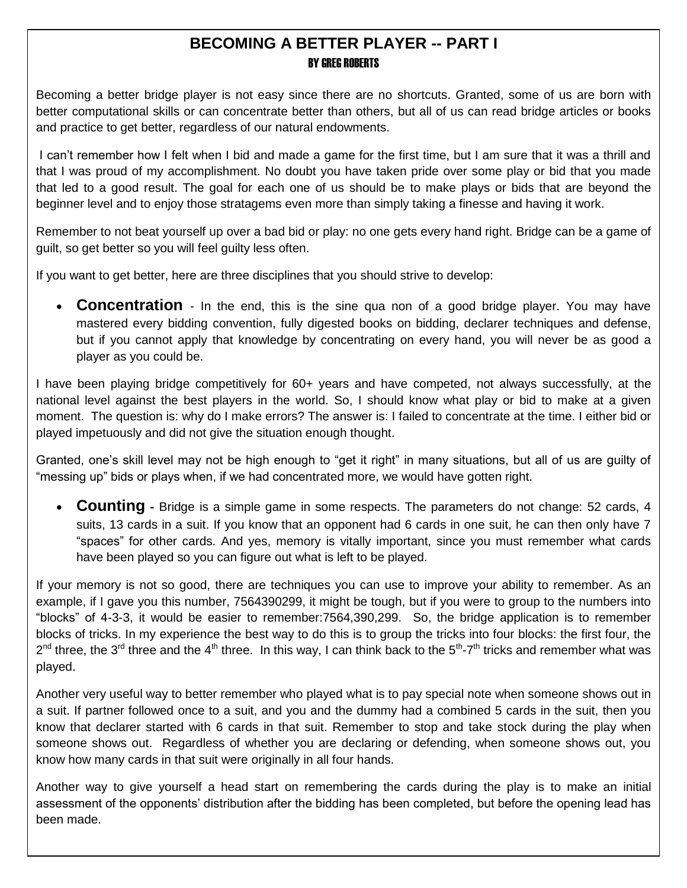## BECOMING A BETTER PLAYER -- PART I

### BY GREG ROBERTS

Becoming a better bridge player is not easy since there are no shortcuts. Granted, some of us are born with better computational skills or can concentrate better than others, but all of us can read bridge articles or books and practice to get better, regardless of our natural endowments.

I can't remember how I felt when I bid and made a game for the first time, but I am sure that it was a thrill and that I was proud of my accomplishment. No doubt you have taken pride over some play or bid that you made that led to a good result. The goal for each one of us should be to make plays or bids that are beyond the beginner level and to enjoy those stratagems even more than simply taking a finesse and having it work.

Remember to not beat yourself up over a bad bid or play: no one gets every hand right. Bridge can be a game of guilt, so get better so you will feel guilty less often.

If you want to get better, here are three disciplines that you should strive to develop:

- **Concentration** - In the end, this is the sine qua non of a good bridge player. You may have mastered every bidding convention, fully digested books on bidding, declarer techniques and defense, but if you cannot apply that knowledge by concentrating on every hand, you will never be as good a player as you could be.

I have been playing bridge competitively for 60+ years and have competed, not always successfully, at the national level against the best players in the world. So, I should know what play or bid to make at a given moment. The question is: why do I make errors? The answer is: I failed to concentrate at the time. I either bid or played impetuously and did not give the situation enough thought.

Granted, one's skill level may not be high enough to "get it right" in many situations, but all of us are guilty of "messing up" bids or plays when, if we had concentrated more, we would have gotten right.

- **Counting -** Bridge is a simple game in some respects. The parameters do not change: 52 cards, 4 suits, 13 cards in a suit. If you know that an opponent had 6 cards in one suit, he can then only have 7 "spaces" for other cards. And yes, memory is vitally important, since you must remember what cards have been played so you can figure out what is left to be played.

If your memory is not so good, there are techniques you can use to improve your ability to remember. As an example, if I gave you this number, 7564390299, it might be tough, but if you were to group to the numbers into "blocks" of 4-3-3, it would be easier to remember:7564,390,299. So, the bridge application is to remember blocks of tricks. In my experience the best way to do this is to group the tricks into four blocks: the first four, the 2nd three, the 3rd three and the 4th three. In this way, I can think back to the 5th-7th tricks and remember what was played.

Another very useful way to better remember who played what is to pay special note when someone shows out in a suit. If partner followed once to a suit, and you and the dummy had a combined 5 cards in the suit, then you know that declarer started with 6 cards in that suit. Remember to stop and take stock during the play when someone shows out. Regardless of whether you are declaring or defending, when someone shows out, you know how many cards in that suit were originally in all four hands.

Another way to give yourself a head start on remembering the cards during the play is to make an initial assessment of the opponents' distribution after the bidding has been completed, but before the opening lead has been made.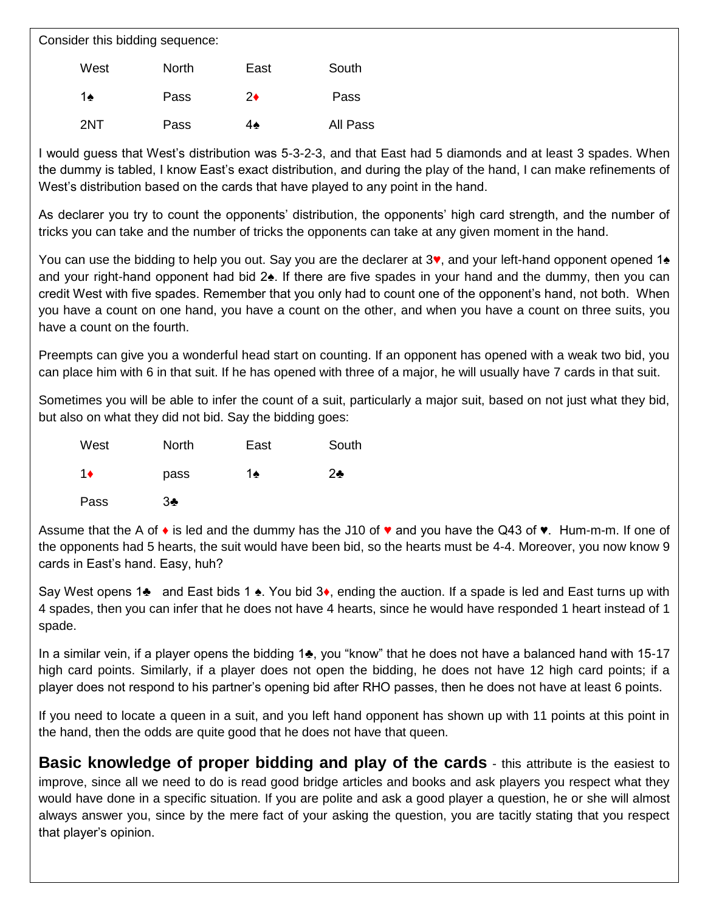Consider this bidding sequence:

| West | North | East | South |
|---|---|---|---|
| 1♠ | Pass | 2♦ | Pass |
| 2NT | Pass | 4♠ | All Pass |

I would guess that West's distribution was 5-3-2-3, and that East had 5 diamonds and at least 3 spades. When the dummy is tabled, I know East's exact distribution, and during the play of the hand, I can make refinements of West's distribution based on the cards that have played to any point in the hand.

As declarer you try to count the opponents' distribution, the opponents' high card strength, and the number of tricks you can take and the number of tricks the opponents can take at any given moment in the hand.

You can use the bidding to help you out. Say you are the declarer at 3♥, and your left-hand opponent opened 1♠ and your right-hand opponent had bid 2♠. If there are five spades in your hand and the dummy, then you can credit West with five spades. Remember that you only had to count one of the opponent's hand, not both. When you have a count on one hand, you have a count on the other, and when you have a count on three suits, you have a count on the fourth.

Preempts can give you a wonderful head start on counting. If an opponent has opened with a weak two bid, you can place him with 6 in that suit. If he has opened with three of a major, he will usually have 7 cards in that suit.

Sometimes you will be able to infer the count of a suit, particularly a major suit, based on not just what they bid, but also on what they did not bid. Say the bidding goes:

| West | North | East | South |
|---|---|---|---|
| 1♦ | pass | 1♠ | 2♣ |
| Pass | 3♣ | | |

Assume that the A of ♦ is led and the dummy has the J10 of ♥ and you have the Q43 of ♥. Hum-m-m. If one of the opponents had 5 hearts, the suit would have been bid, so the hearts must be 4-4. Moreover, you now know 9 cards in East's hand. Easy, huh?

Say West opens 1♣ and East bids 1 ♠. You bid 3♦, ending the auction. If a spade is led and East turns up with 4 spades, then you can infer that he does not have 4 hearts, since he would have responded 1 heart instead of 1 spade.

In a similar vein, if a player opens the bidding 1♣, you "know" that he does not have a balanced hand with 15-17 high card points. Similarly, if a player does not open the bidding, he does not have 12 high card points; if a player does not respond to his partner's opening bid after RHO passes, then he does not have at least 6 points.

If you need to locate a queen in a suit, and you left hand opponent has shown up with 11 points at this point in the hand, then the odds are quite good that he does not have that queen.

**Basic knowledge of proper bidding and play of the cards** - this attribute is the easiest to improve, since all we need to do is read good bridge articles and books and ask players you respect what they would have done in a specific situation. If you are polite and ask a good player a question, he or she will almost always answer you, since by the mere fact of your asking the question, you are tacitly stating that you respect that player's opinion.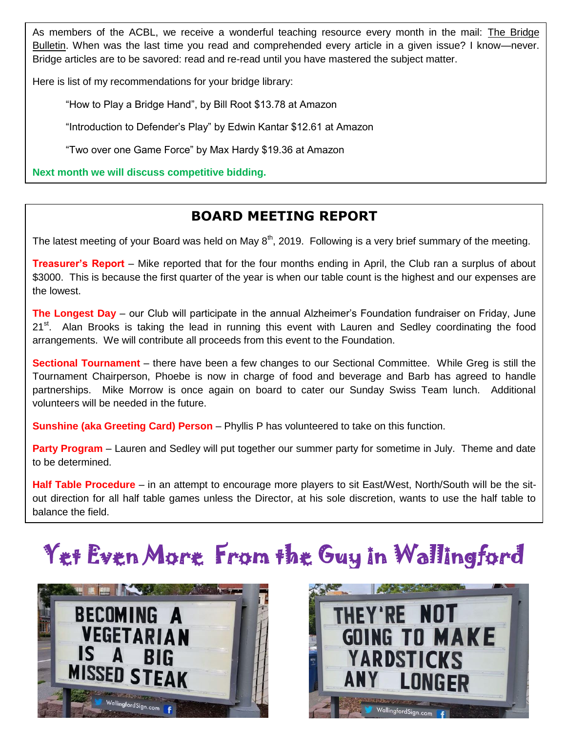As members of the ACBL, we receive a wonderful teaching resource every month in the mail: The Bridge Bulletin. When was the last time you read and comprehended every article in a given issue? I know—never. Bridge articles are to be savored: read and re-read until you have mastered the subject matter.

Here is list of my recommendations for your bridge library:

> "How to Play a Bridge Hand", by Bill Root $13.78 at Amazon
>
> "Introduction to Defender's Play" by Edwin Kantar $12.61 at Amazon
>
> "Two over one Game Force" by Max Hardy $19.36 at Amazon

**Next month we will discuss competitive bidding.**

## BOARD MEETING REPORT

The latest meeting of your Board was held on May 8th, 2019. Following is a very brief summary of the meeting.

**Treasurer's Report** – Mike reported that for the four months ending in April, the Club ran a surplus of about $3000. This is because the first quarter of the year is when our table count is the highest and our expenses are the lowest.

**The Longest Day** – our Club will participate in the annual Alzheimer's Foundation fundraiser on Friday, June 21st. Alan Brooks is taking the lead in running this event with Lauren and Sedley coordinating the food arrangements. We will contribute all proceeds from this event to the Foundation.

**Sectional Tournament** – there have been a few changes to our Sectional Committee. While Greg is still the Tournament Chairperson, Phoebe is now in charge of food and beverage and Barb has agreed to handle partnerships. Mike Morrow is once again on board to cater our Sunday Swiss Team lunch. Additional volunteers will be needed in the future.

**Sunshine (aka Greeting Card) Person** – Phyllis P has volunteered to take on this function.

**Party Program** – Lauren and Sedley will put together our summer party for sometime in July. Theme and date to be determined.

**Half Table Procedure** – in an attempt to encourage more players to sit East/West, North/South will be the sit-out direction for all half table games unless the Director, at his sole discretion, wants to use the half table to balance the field.

# Yet Even More From the Guy in Wallingford

BECOMING A VEGETARIAN IS A BIG MISSED STEAK

WallingfordSign.com

THEY'RE NOT GOING TO MAKE YARDSTICKS ANY LONGER

WallingfordSign.com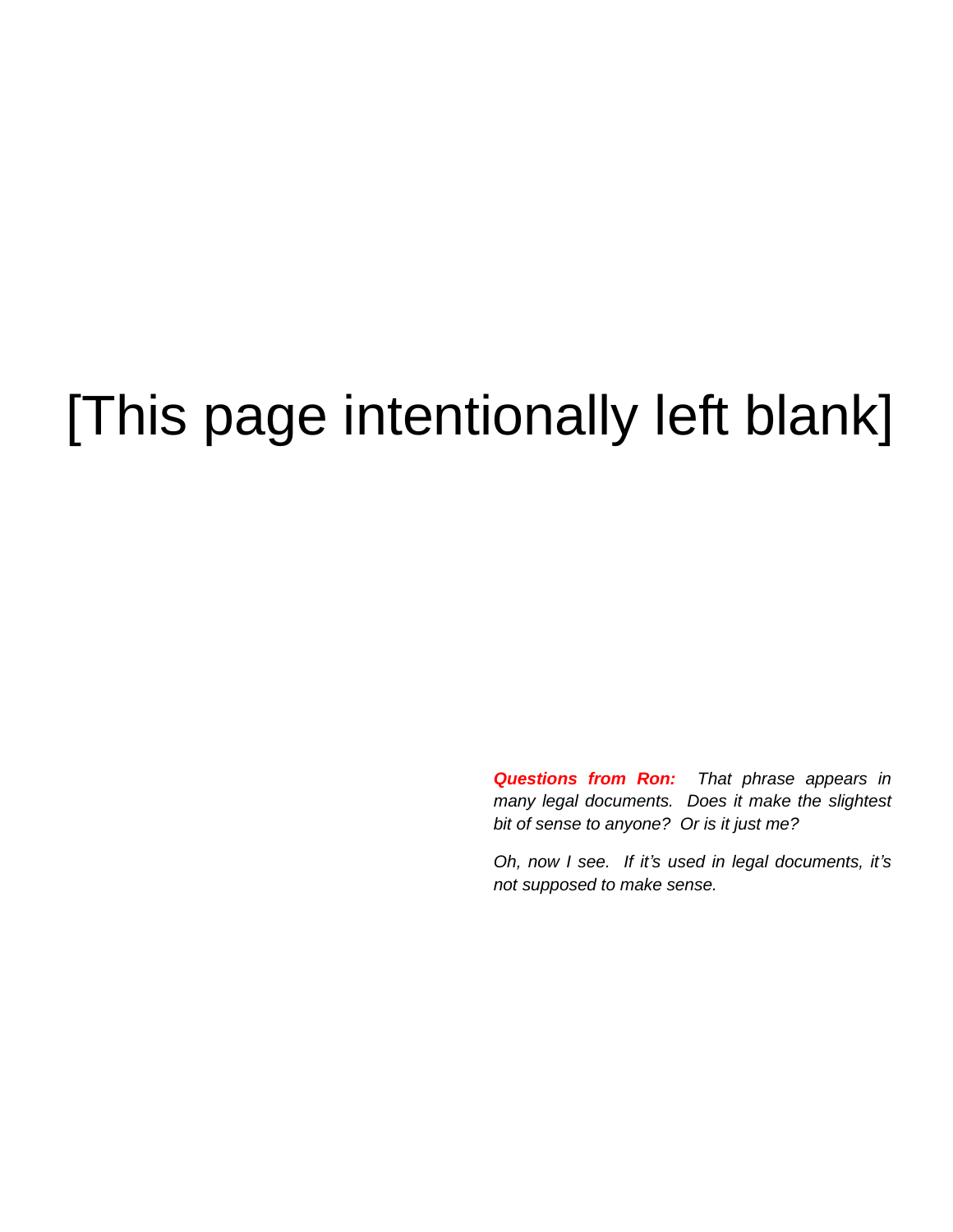[This page intentionally left blank]

***Questions from Ron:*** *That phrase appears in many legal documents. Does it make the slightest bit of sense to anyone? Or is it just me?*

*Oh, now I see. If it's used in legal documents, it's not supposed to make sense.*